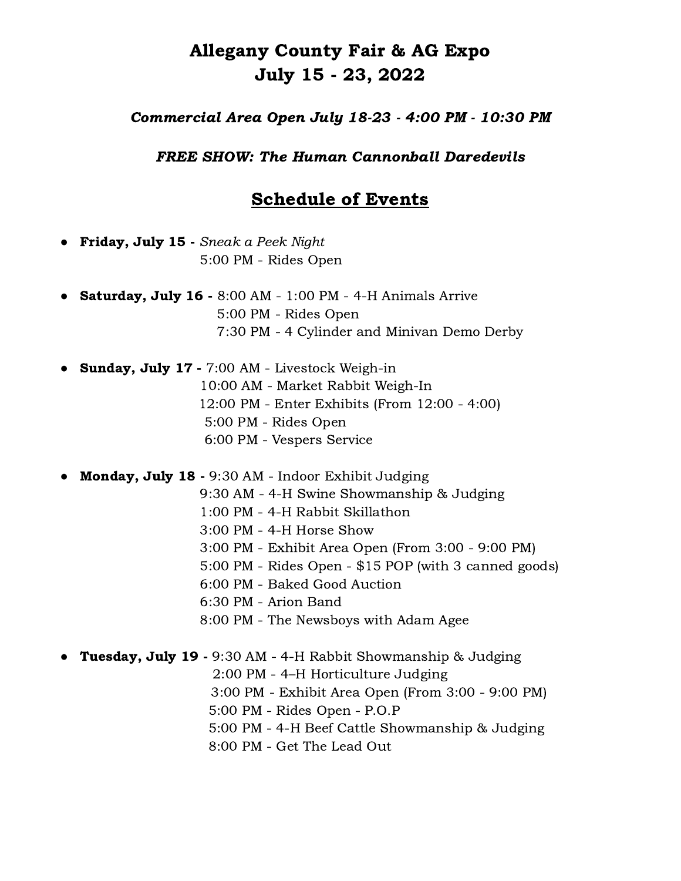# Allegany County Fair & AG Expo
# July 15 - 23, 2022

***Commercial Area Open July 18-23 - 4:00 PM - 10:30 PM***

***FREE SHOW: The Human Cannonball Daredevils***

## Schedule of Events

- **Friday, July 15 -** *Sneak a Peek Night*
  5:00 PM - Rides Open

- **Saturday, July 16 -** 8:00 AM - 1:00 PM - 4-H Animals Arrive
  5:00 PM - Rides Open
  7:30 PM - 4 Cylinder and Minivan Demo Derby

- **Sunday, July 17 -** 7:00 AM - Livestock Weigh-in
  10:00 AM - Market Rabbit Weigh-In
  12:00 PM - Enter Exhibits (From 12:00 - 4:00)
  5:00 PM - Rides Open
  6:00 PM - Vespers Service

- **Monday, July 18 -** 9:30 AM - Indoor Exhibit Judging
  9:30 AM - 4-H Swine Showmanship & Judging
  1:00 PM - 4-H Rabbit Skillathon
  3:00 PM - 4-H Horse Show
  3:00 PM - Exhibit Area Open (From 3:00 - 9:00 PM)
  5:00 PM - Rides Open - $15 POP (with 3 canned goods)
  6:00 PM - Baked Good Auction
  6:30 PM - Arion Band
  8:00 PM - The Newsboys with Adam Agee

- **Tuesday, July 19 -** 9:30 AM - 4-H Rabbit Showmanship & Judging
  2:00 PM - 4–H Horticulture Judging
  3:00 PM - Exhibit Area Open (From 3:00 - 9:00 PM)
  5:00 PM - Rides Open - P.O.P
  5:00 PM - 4-H Beef Cattle Showmanship & Judging
  8:00 PM - Get The Lead Out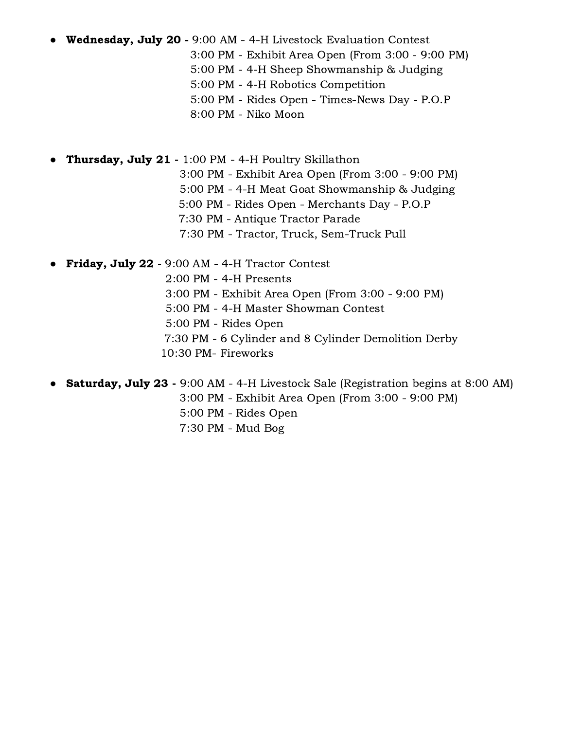- **Wednesday, July 20 -** 9:00 AM - 4-H Livestock Evaluation Contest
  3:00 PM - Exhibit Area Open (From 3:00 - 9:00 PM)
  5:00 PM - 4-H Sheep Showmanship & Judging
  5:00 PM - 4-H Robotics Competition
  5:00 PM - Rides Open - Times-News Day - P.O.P
  8:00 PM - Niko Moon

- **Thursday, July 21 -** 1:00 PM - 4-H Poultry Skillathon
  3:00 PM - Exhibit Area Open (From 3:00 - 9:00 PM)
  5:00 PM - 4-H Meat Goat Showmanship & Judging
  5:00 PM - Rides Open - Merchants Day - P.O.P
  7:30 PM - Antique Tractor Parade
  7:30 PM - Tractor, Truck, Sem-Truck Pull

- **Friday, July 22 -** 9:00 AM - 4-H Tractor Contest
  2:00 PM - 4-H Presents
  3:00 PM - Exhibit Area Open (From 3:00 - 9:00 PM)
  5:00 PM - 4-H Master Showman Contest
  5:00 PM - Rides Open
  7:30 PM - 6 Cylinder and 8 Cylinder Demolition Derby
  10:30 PM- Fireworks

- **Saturday, July 23 -** 9:00 AM - 4-H Livestock Sale (Registration begins at 8:00 AM)
  3:00 PM - Exhibit Area Open (From 3:00 - 9:00 PM)
  5:00 PM - Rides Open
  7:30 PM - Mud Bog